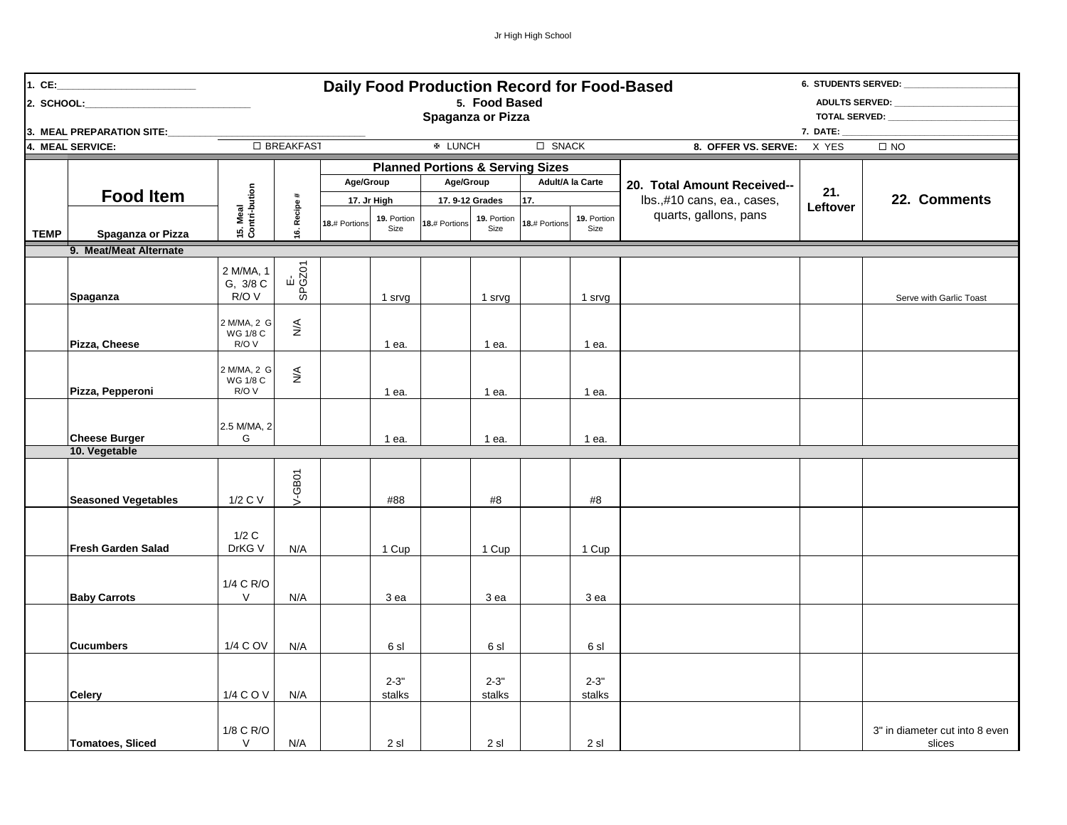Jr High High School

# Daily Food Production Record for Food-Based

## 5. Food Based
### Spaganza or Pizza

1. CE:___________________________
2. SCHOOL:________________________________
3. MEAL PREPARATION SITE:________________________________________
4. MEAL SERVICE: ☐ BREAKFAST ✠ LUNCH ☐ SNACK

6. STUDENTS SERVED: ______________________
ADULTS SERVED: ______________________
TOTAL SERVED: ______________________
7. DATE: ______________________
8. OFFER VS. SERVE: X YES ☐ NO

| TEMP | Food Item<br>Spaganza or Pizza | 15. Meal Contri-bution | 16. Recipe # | Planned Portions & Serving Sizes<br>Age/Group<br>17. Jr High<br>18.# Portions | 19. Portion Size | Age/Group<br>17. 9-12 Grades<br>18.# Portions | 19. Portion Size | Adult/A la Carte<br>17.<br>18.# Portions | 19. Portion Size | 20. Total Amount Received-- lbs.,#10 cans, ea., cases, quarts, gallons, pans | 21. Leftover | 22. Comments |
|---|---|---|---|---|---|---|---|---|---|---|---|---|
| | **9. Meat/Meat Alternate** | | | | | | | | | | | |
| | Spaganza | 2 M/MA, 1 G, 3/8 C R/O V | E-SPGZ01 | | 1 srvg | | 1 srvg | | 1 srvg | | | Serve with Garlic Toast |
| | Pizza, Cheese | 2 M/MA, 2 G WG 1/8 C R/O V | N/A | | 1 ea. | | 1 ea. | | 1 ea. | | | |
| | Pizza, Pepperoni | 2 M/MA, 2 G WG 1/8 C R/O V | N/A | | 1 ea. | | 1 ea. | | 1 ea. | | | |
| | Cheese Burger | 2.5 M/MA, 2 G | | | 1 ea. | | 1 ea. | | 1 ea. | | | |
| | **10. Vegetable** | | | | | | | | | | | |
| | Seasoned Vegetables | 1/2 C V | V-GB01 | | #88 | | #8 | | #8 | | | |
| | Fresh Garden Salad | 1/2 C DrKG V | N/A | | 1 Cup | | 1 Cup | | 1 Cup | | | |
| | Baby Carrots | 1/4 C R/O V | N/A | | 3 ea | | 3 ea | | 3 ea | | | |
| | Cucumbers | 1/4 C OV | N/A | | 6 sl | | 6 sl | | 6 sl | | | |
| | Celery | 1/4 C O V | N/A | | 2-3" stalks | | 2-3" stalks | | 2-3" stalks | | | |
| | Tomatoes, Sliced | 1/8 C R/O V | N/A | | 2 sl | | 2 sl | | 2 sl | | | 3" in diameter cut into 8 even slices |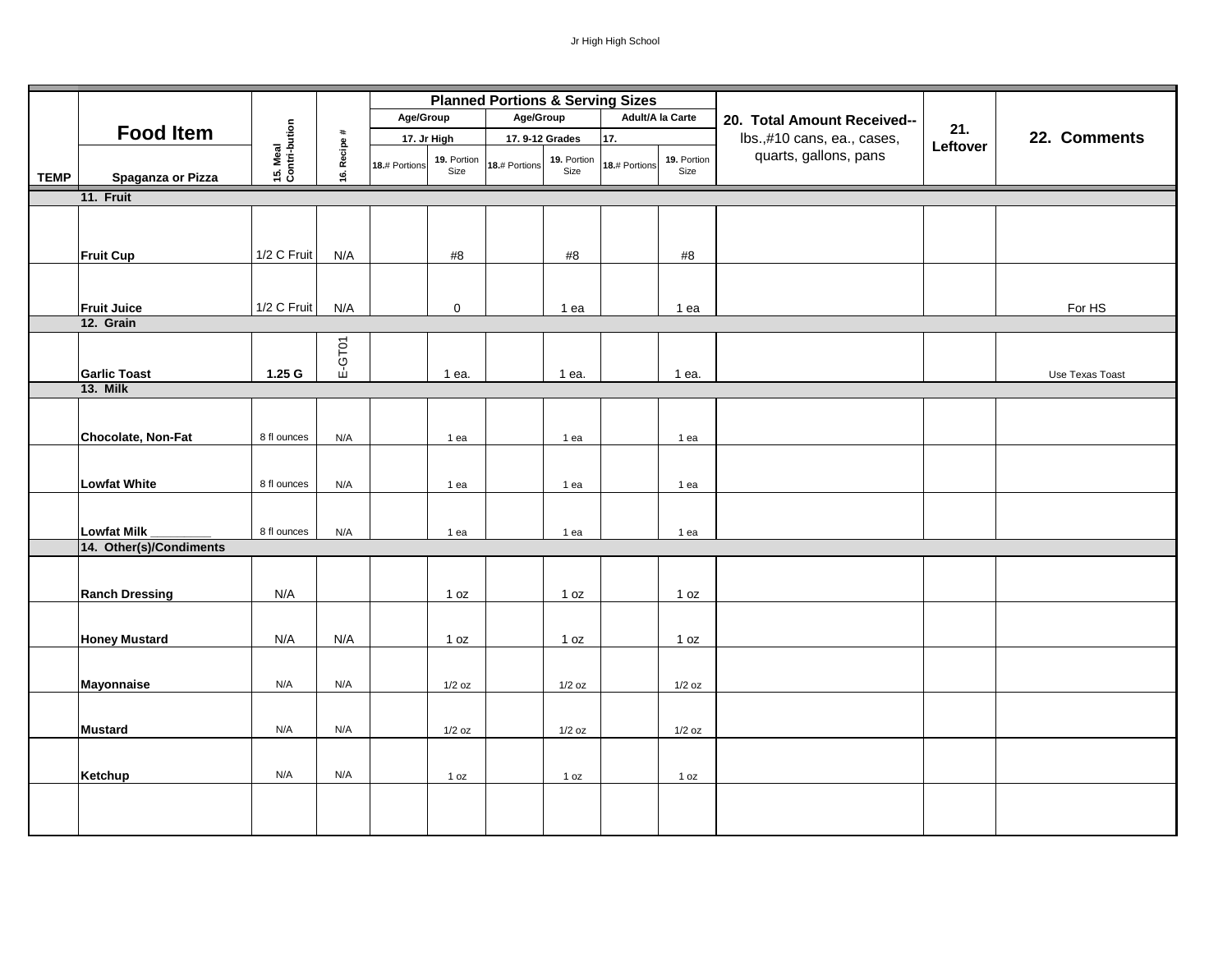| TEMP | Food Item<br>Spaganza or Pizza | 15. Meal Contri-bution | 16. Recipe # | Planned Portions & Serving Sizes<br>Age/Group<br>17. Jr High<br>18.# Portions | <br><br><br>19. Portion Size | <br>Age/Group<br>17. 9-12 Grades<br>18.# Portions | <br><br><br>19. Portion Size | <br>Adult/A la Carte<br>17.<br>18.# Portions | <br><br><br>19. Portion Size | 20. Total Amount Received-- lbs.,#10 cans, ea., cases, quarts, gallons, pans | 21. Leftover | 22. Comments |
|---|---|---|---|---|---|---|---|---|---|---|---|---|
| | **11. Fruit** | | | | | | | | | | | |
| | **Fruit Cup** | 1/2 C Fruit | N/A | | #8 | | #8 | | #8 | | | |
| | **Fruit Juice** | 1/2 C Fruit | N/A | | 0 | | 1 ea | | 1 ea | | | For HS |
| | **12. Grain** | | | | | | | | | | | |
| | **Garlic Toast** | **1.25 G** | E-GT01 | | 1 ea. | | 1 ea. | | 1 ea. | | | Use Texas Toast |
| | **13. Milk** | | | | | | | | | | | |
| | **Chocolate, Non-Fat** | 8 fl ounces | N/A | | 1 ea | | 1 ea | | 1 ea | | | |
| | **Lowfat White** | 8 fl ounces | N/A | | 1 ea | | 1 ea | | 1 ea | | | |
| | **Lowfat Milk ________** | 8 fl ounces | N/A | | 1 ea | | 1 ea | | 1 ea | | | |
| | **14. Other(s)/Condiments** | | | | | | | | | | | |
| | **Ranch Dressing** | N/A | | | 1 oz | | 1 oz | | 1 oz | | | |
| | **Honey Mustard** | N/A | N/A | | 1 oz | | 1 oz | | 1 oz | | | |
| | **Mayonnaise** | N/A | N/A | | 1/2 oz | | 1/2 oz | | 1/2 oz | | | |
| | **Mustard** | N/A | N/A | | 1/2 oz | | 1/2 oz | | 1/2 oz | | | |
| | **Ketchup** | N/A | N/A | | 1 oz | | 1 oz | | 1 oz | | | |
| | | | | | | | | | | | | |